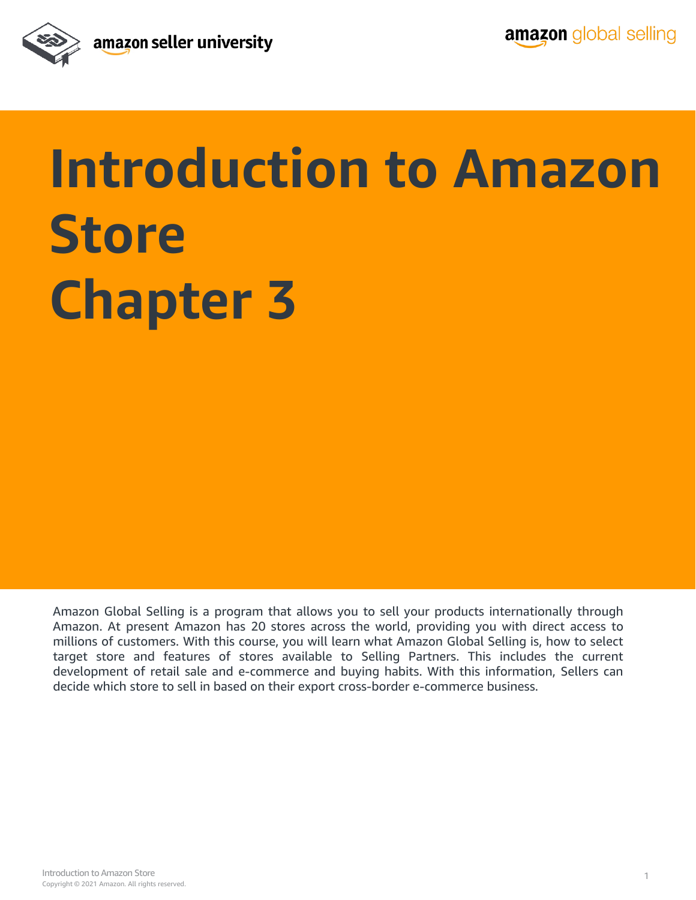# Introduction to Amazon Store Chapter 3

Amazon Global Selling is a program that allows you to sell your products internationally through Amazon. At present Amazon has 20 stores across the world, providing you with direct access to millions of customers. With this course, you will learn what Amazon Global Selling is, how to select target store and features of stores available to Selling Partners. This includes the current development of retail sale and e-commerce and buying habits. With this information, Sellers can decide which store to sell in based on their export cross-border e-commerce business.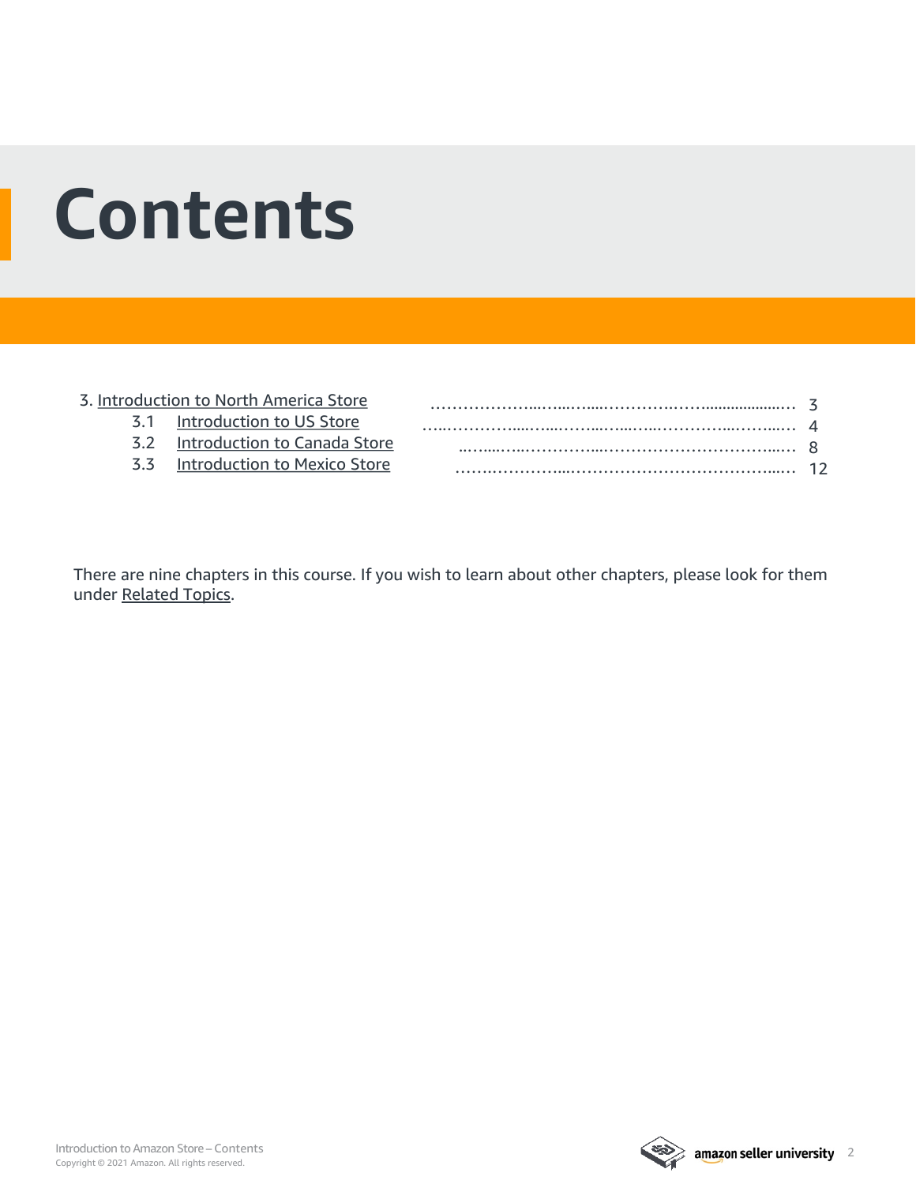# Contents

3. Introduction to North America Store ........................................ 3
    - 3.1 Introduction to US Store ........................................ 4
    - 3.2 Introduction to Canada Store ........................................ 8
    - 3.3 Introduction to Mexico Store ........................................ 12

There are nine chapters in this course. If you wish to learn about other chapters, please look for them under Related Topics.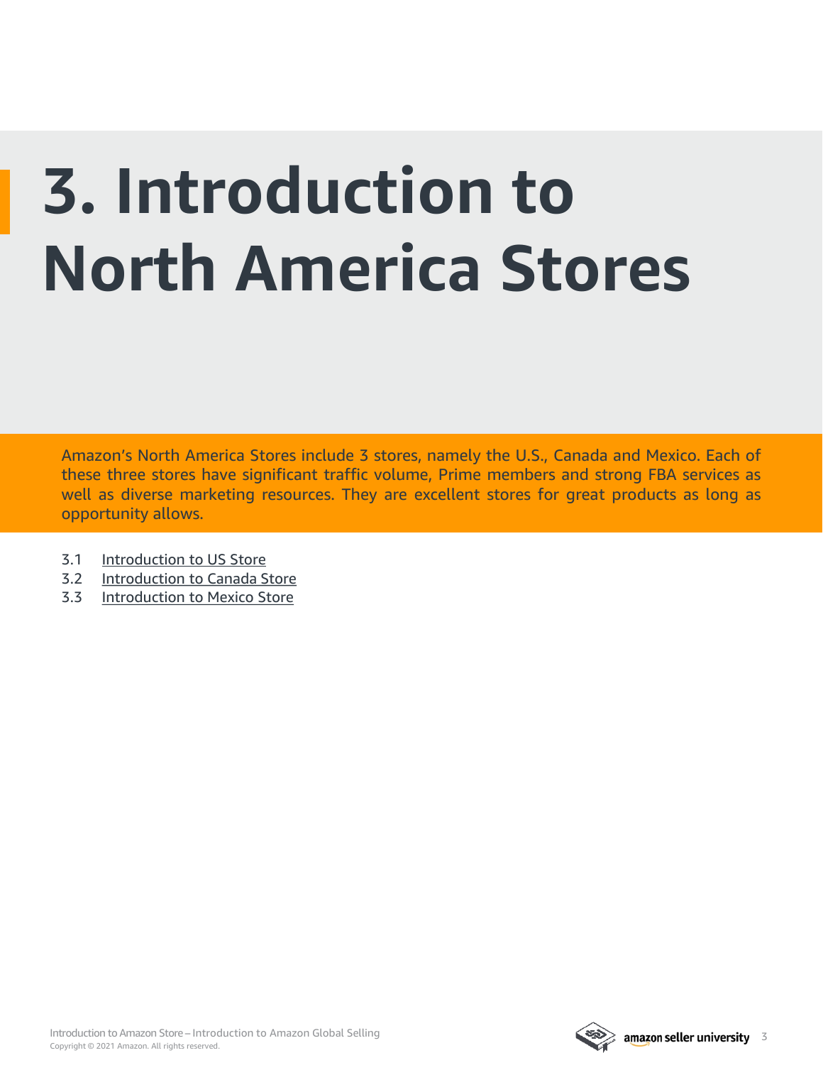# 3. Introduction to North America Stores

Amazon's North America Stores include 3 stores, namely the U.S., Canada and Mexico. Each of these three stores have significant traffic volume, Prime members and strong FBA services as well as diverse marketing resources. They are excellent stores for great products as long as opportunity allows.

3.1 Introduction to US Store
3.2 Introduction to Canada Store
3.3 Introduction to Mexico Store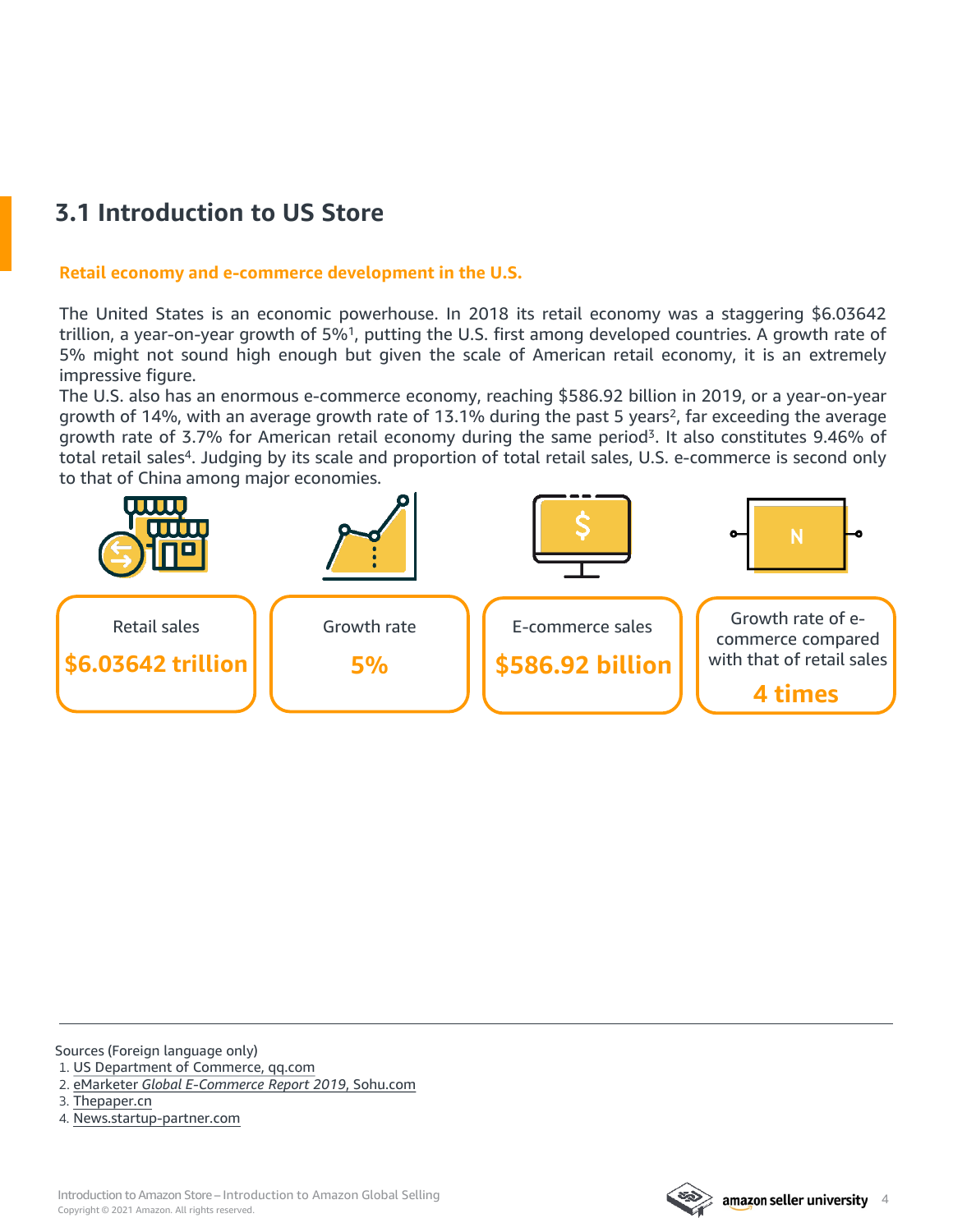## 3.1 Introduction to US Store

**Retail economy and e-commerce development in the U.S.**

The United States is an economic powerhouse. In 2018 its retail economy was a staggering $6.03642 trillion, a year-on-year growth of 5%[1], putting the U.S. first among developed countries. A growth rate of 5% might not sound high enough but given the scale of American retail economy, it is an extremely impressive figure.

The U.S. also has an enormous e-commerce economy, reaching $586.92 billion in 2019, or a year-on-year growth of 14%, with an average growth rate of 13.1% during the past 5 years[2], far exceeding the average growth rate of 3.7% for American retail economy during the same period[3]. It also constitutes 9.46% of total retail sales[4]. Judging by its scale and proportion of total retail sales, U.S. e-commerce is second only to that of China among major economies.

| Retail sales | Growth rate | E-commerce sales | Growth rate of e-commerce compared with that of retail sales |
|---|---|---|---|
| **$6.03642 trillion** | **5%** | **$586.92 billion** | **4 times** |

Sources (Foreign language only)

1. US Department of Commerce, qq.com
2. eMarketer *Global E-Commerce Report 2019*, Sohu.com
3. Thepaper.cn
4. News.startup-partner.com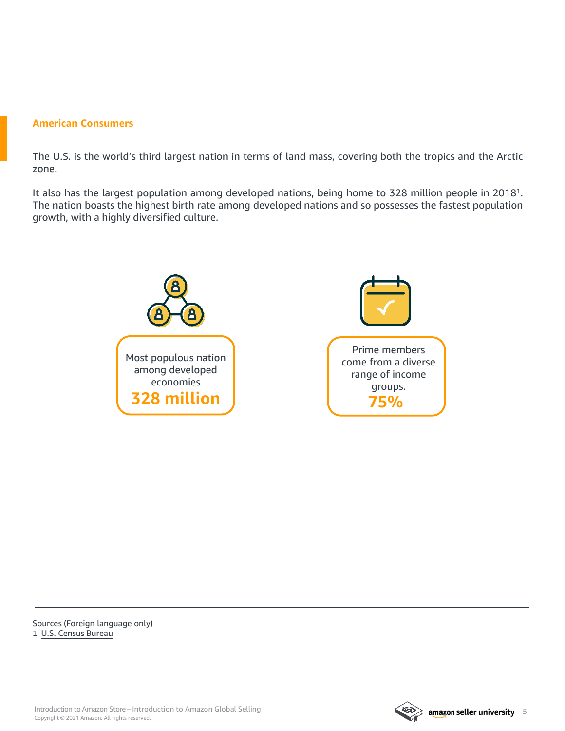## American Consumers

The U.S. is the world's third largest nation in terms of land mass, covering both the tropics and the Arctic zone.

It also has the largest population among developed nations, being home to 328 million people in 2018[1]. The nation boasts the highest birth rate among developed nations and so possesses the fastest population growth, with a highly diversified culture.

Most populous nation among developed economies

**328 million**

Prime members come from a diverse range of income groups.

**75%**

---

Sources (Foreign language only)

1. U.S. Census Bureau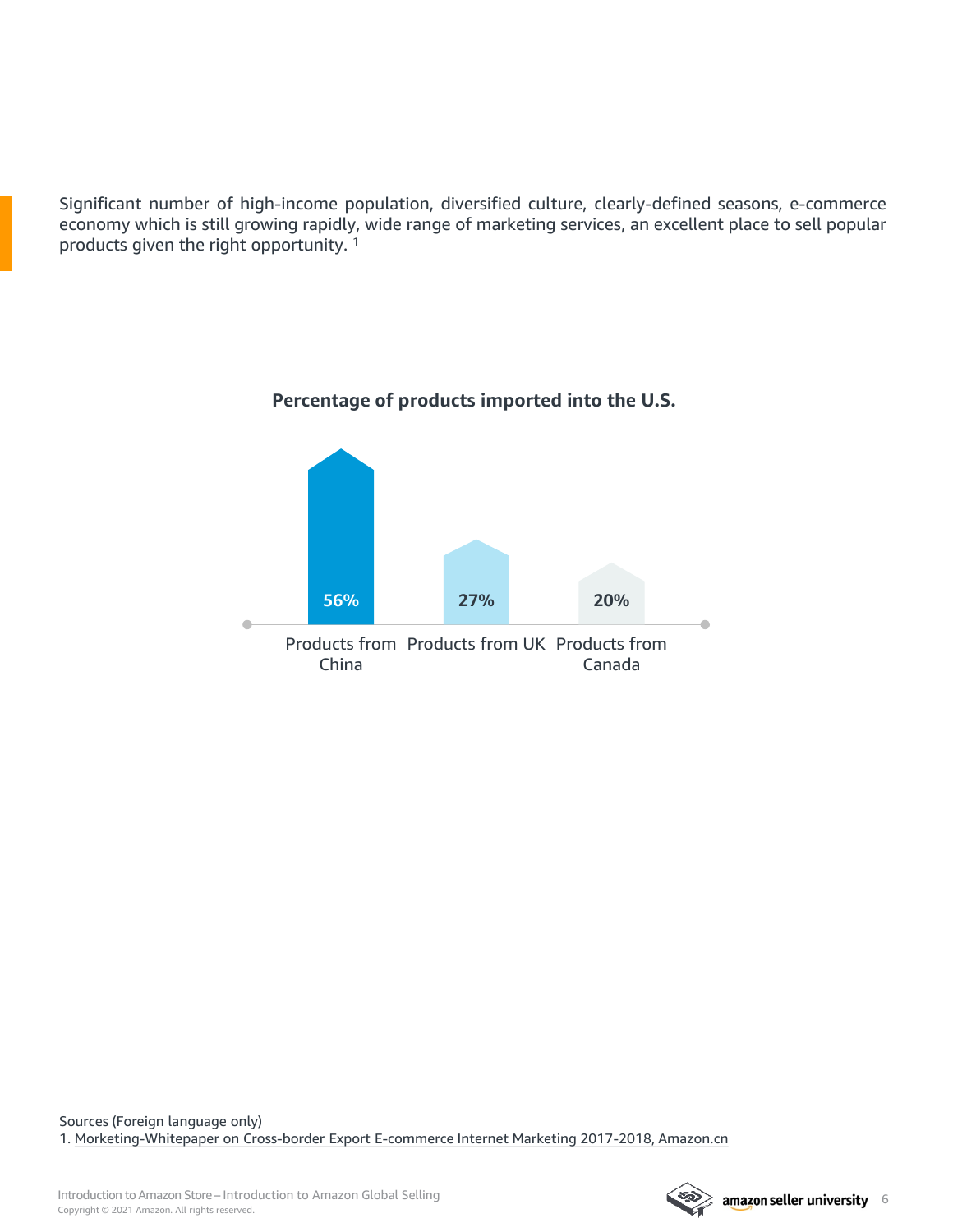Significant number of high-income population, diversified culture, clearly-defined seasons, e-commerce economy which is still growing rapidly, wide range of marketing services, an excellent place to sell popular products given the right opportunity. [1]

**Percentage of products imported into the U.S.**

| Products from China | Products from UK | Products from Canada |
|---|---|---|
| 56% | 27% | 20% |

Sources (Foreign language only)

1. Marketing-Whitepaper on Cross-border Export E-commerce Internet Marketing 2017-2018, Amazon.cn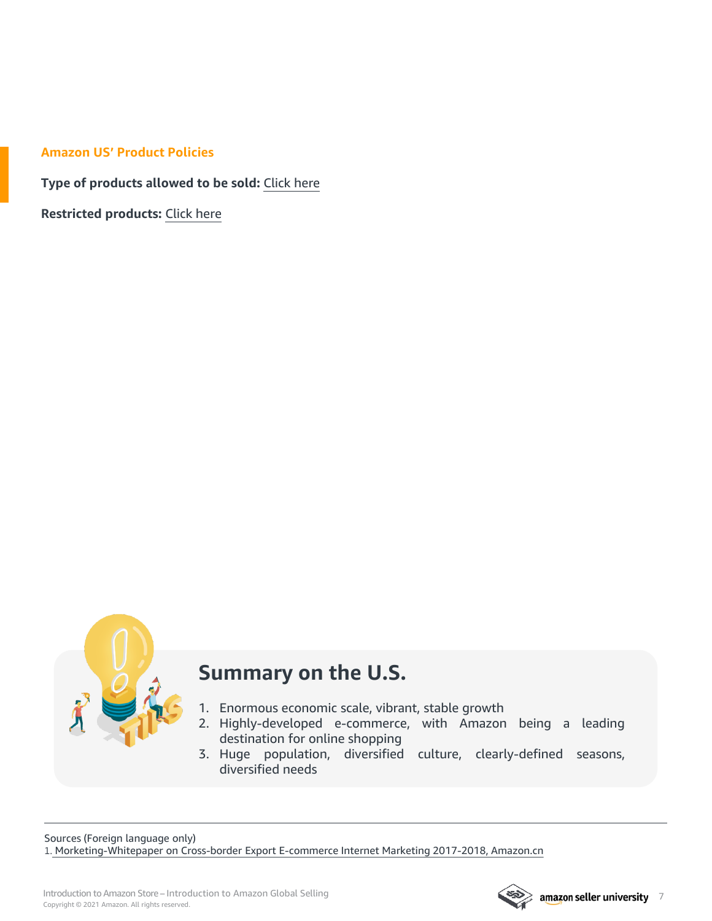## Amazon US' Product Policies

**Type of products allowed to be sold:** Click here

**Restricted products:** Click here

## Summary on the U.S.

1. Enormous economic scale, vibrant, stable growth
2. Highly-developed e-commerce, with Amazon being a leading destination for online shopping
3. Huge population, diversified culture, clearly-defined seasons, diversified needs

Sources (Foreign language only)

1. Morketing-Whitepaper on Cross-border Export E-commerce Internet Marketing 2017-2018, Amazon.cn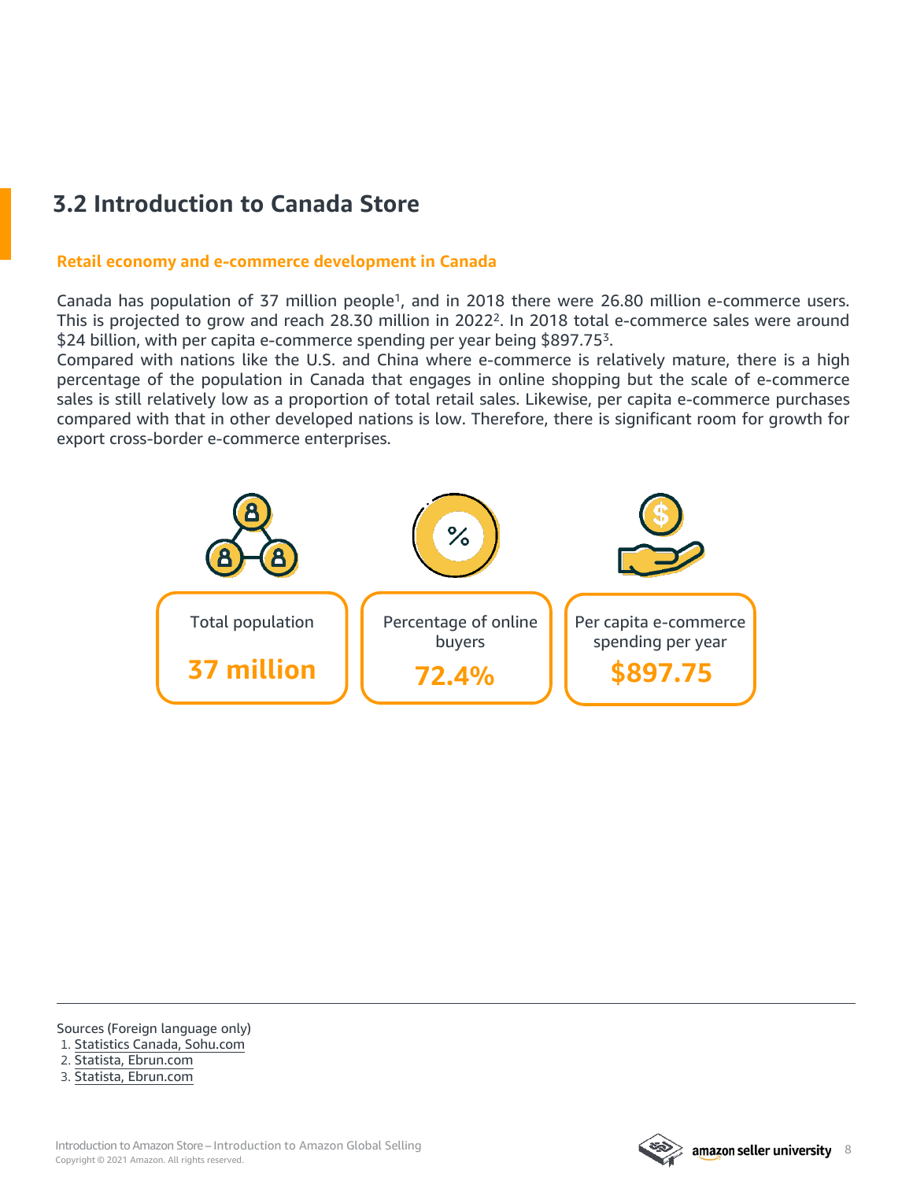## 3.2 Introduction to Canada Store

### Retail economy and e-commerce development in Canada

Canada has population of 37 million people[1], and in 2018 there were 26.80 million e-commerce users. This is projected to grow and reach 28.30 million in 2022[2]. In 2018 total e-commerce sales were around $24 billion, with per capita e-commerce spending per year being $897.75[3].
Compared with nations like the U.S. and China where e-commerce is relatively mature, there is a high percentage of the population in Canada that engages in online shopping but the scale of e-commerce sales is still relatively low as a proportion of total retail sales. Likewise, per capita e-commerce purchases compared with that in other developed nations is low. Therefore, there is significant room for growth for export cross-border e-commerce enterprises.

| Total population | Percentage of online buyers | Per capita e-commerce spending per year |
|---|---|---|
| **37 million** | **72.4%** | **$897.75** |

Sources (Foreign language only)
1. Statistics Canada, Sohu.com
2. Statista, Ebrun.com
3. Statista, Ebrun.com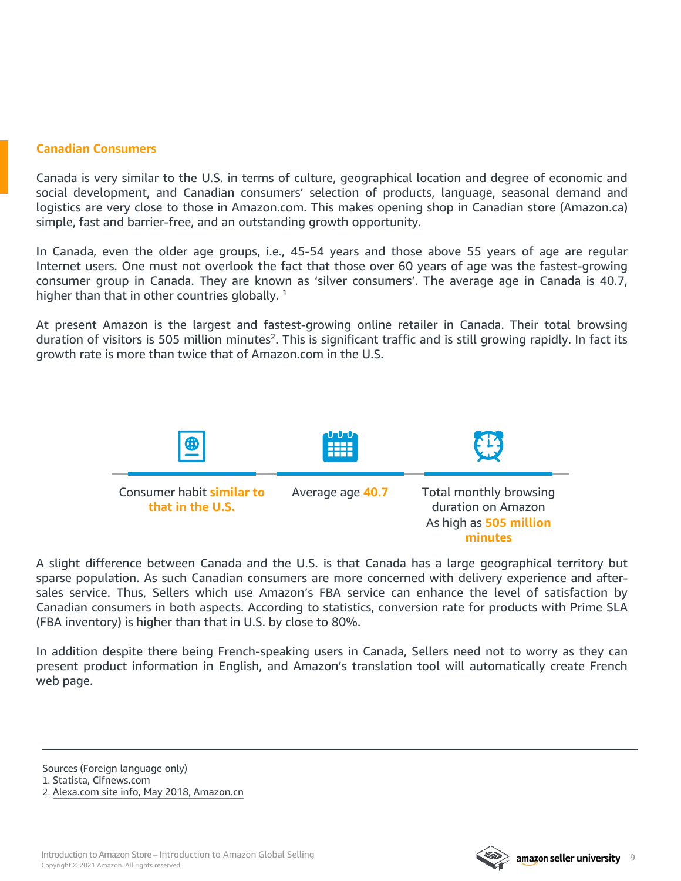## Canadian Consumers

Canada is very similar to the U.S. in terms of culture, geographical location and degree of economic and social development, and Canadian consumers' selection of products, language, seasonal demand and logistics are very close to those in Amazon.com. This makes opening shop in Canadian store (Amazon.ca) simple, fast and barrier-free, and an outstanding growth opportunity.

In Canada, even the older age groups, i.e., 45-54 years and those above 55 years of age are regular Internet users. One must not overlook the fact that those over 60 years of age was the fastest-growing consumer group in Canada. They are known as 'silver consumers'. The average age in Canada is 40.7, higher than that in other countries globally. [1]

At present Amazon is the largest and fastest-growing online retailer in Canada. Their total browsing duration of visitors is 505 million minutes[2]. This is significant traffic and is still growing rapidly. In fact its growth rate is more than twice that of Amazon.com in the U.S.

Consumer habit **similar to that in the U.S.**

Average age **40.7**

Total monthly browsing duration on Amazon As high as **505 million minutes**

A slight difference between Canada and the U.S. is that Canada has a large geographical territory but sparse population. As such Canadian consumers are more concerned with delivery experience and after-sales service. Thus, Sellers which use Amazon's FBA service can enhance the level of satisfaction by Canadian consumers in both aspects. According to statistics, conversion rate for products with Prime SLA (FBA inventory) is higher than that in U.S. by close to 80%.

In addition despite there being French-speaking users in Canada, Sellers need not to worry as they can present product information in English, and Amazon's translation tool will automatically create French web page.

---

Sources (Foreign language only)

1. Statista, Cifnews.com
2. Alexa.com site info, May 2018, Amazon.cn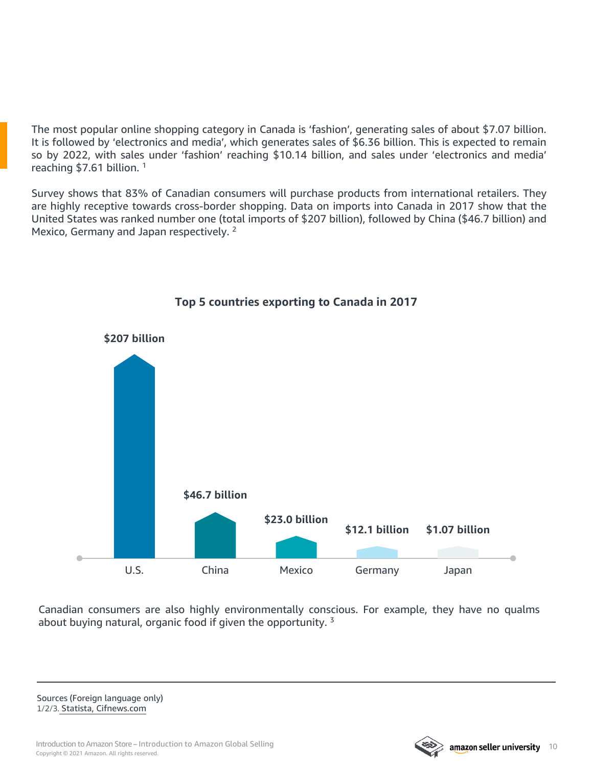The most popular online shopping category in Canada is 'fashion', generating sales of about $7.07 billion. It is followed by 'electronics and media', which generates sales of $6.36 billion. This is expected to remain so by 2022, with sales under 'fashion' reaching $10.14 billion, and sales under 'electronics and media' reaching $7.61 billion. [1]

Survey shows that 83% of Canadian consumers will purchase products from international retailers. They are highly receptive towards cross-border shopping. Data on imports into Canada in 2017 show that the United States was ranked number one (total imports of $207 billion), followed by China ($46.7 billion) and Mexico, Germany and Japan respectively. [2]

**Top 5 countries exporting to Canada in 2017**

| Country | Exports |
| --- | --- |
| U.S. | $207 billion |
| China | $46.7 billion |
| Mexico | $23.0 billion |
| Germany | $12.1 billion |
| Japan | $1.07 billion |

Canadian consumers are also highly environmentally conscious. For example, they have no qualms about buying natural, organic food if given the opportunity. [3]

Sources (Foreign language only)
1/2/3. Statista, Cifnews.com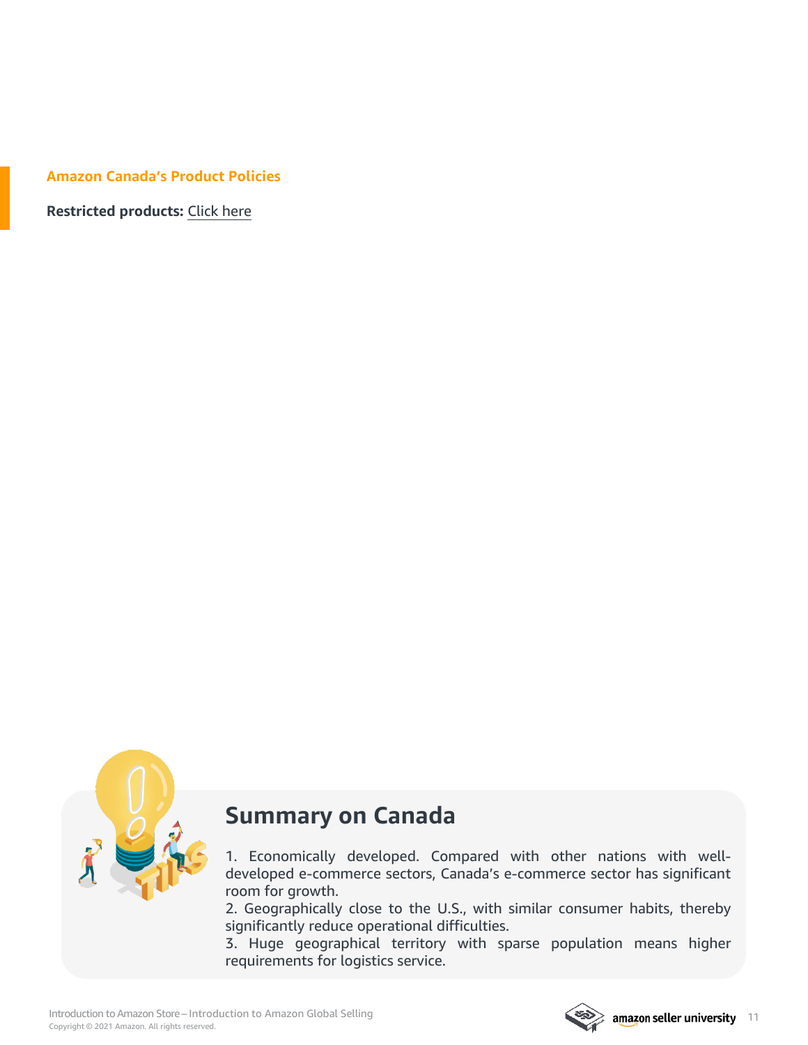### Amazon Canada's Product Policies

**Restricted products:** Click here

## Summary on Canada

1. Economically developed. Compared with other nations with well-developed e-commerce sectors, Canada's e-commerce sector has significant room for growth.
2. Geographically close to the U.S., with similar consumer habits, thereby significantly reduce operational difficulties.
3. Huge geographical territory with sparse population means higher requirements for logistics service.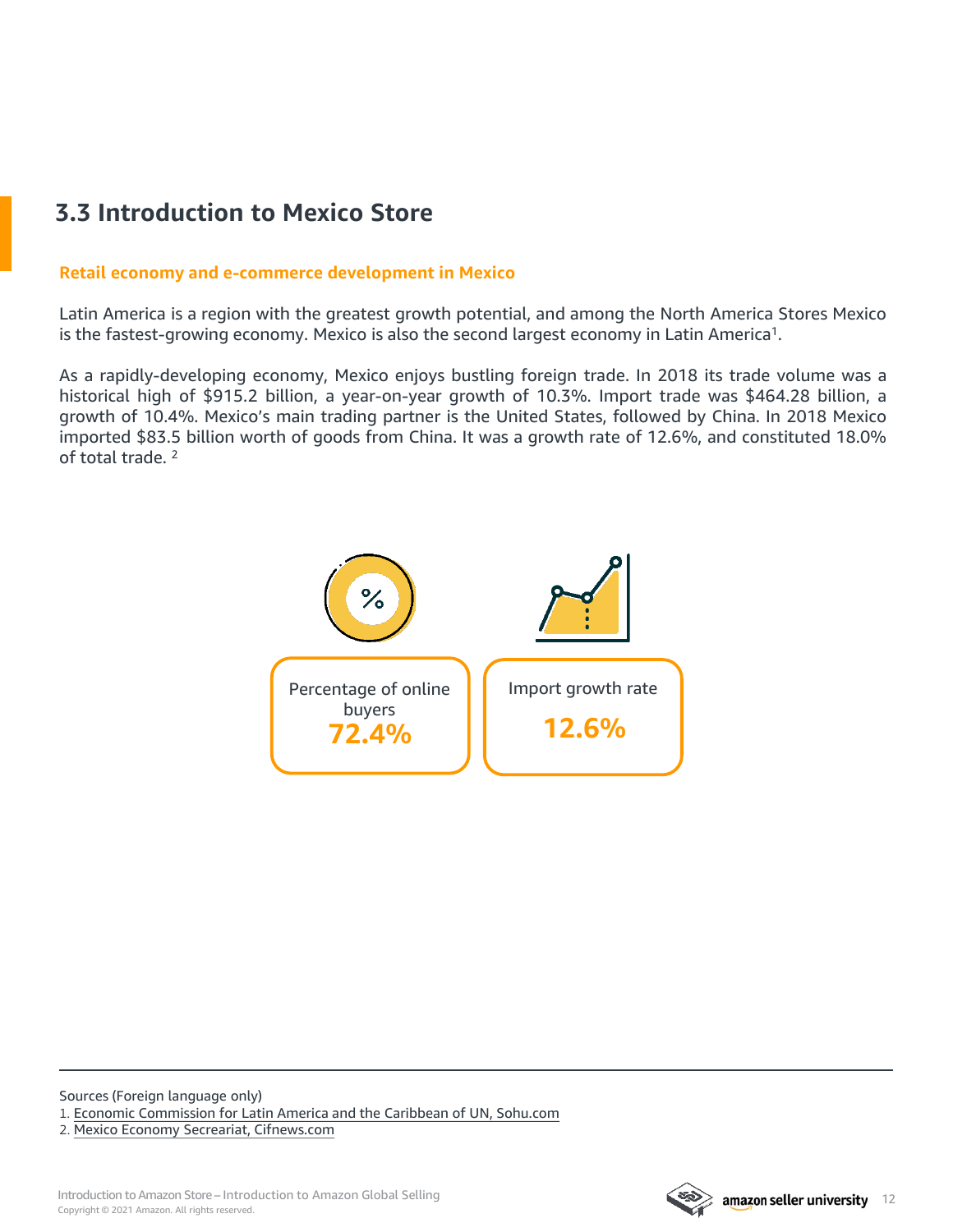## 3.3 Introduction to Mexico Store

**Retail economy and e-commerce development in Mexico**

Latin America is a region with the greatest growth potential, and among the North America Stores Mexico is the fastest-growing economy. Mexico is also the second largest economy in Latin America[1].

As a rapidly-developing economy, Mexico enjoys bustling foreign trade. In 2018 its trade volume was a historical high of $915.2 billion, a year-on-year growth of 10.3%. Import trade was $464.28 billion, a growth of 10.4%. Mexico's main trading partner is the United States, followed by China. In 2018 Mexico imported $83.5 billion worth of goods from China. It was a growth rate of 12.6%, and constituted 18.0% of total trade. [2]

Percentage of online buyers
**72.4%**

Import growth rate
**12.6%**

---

Sources (Foreign language only)

1. Economic Commission for Latin America and the Caribbean of UN, Sohu.com
2. Mexico Economy Secreariat, Cifnews.com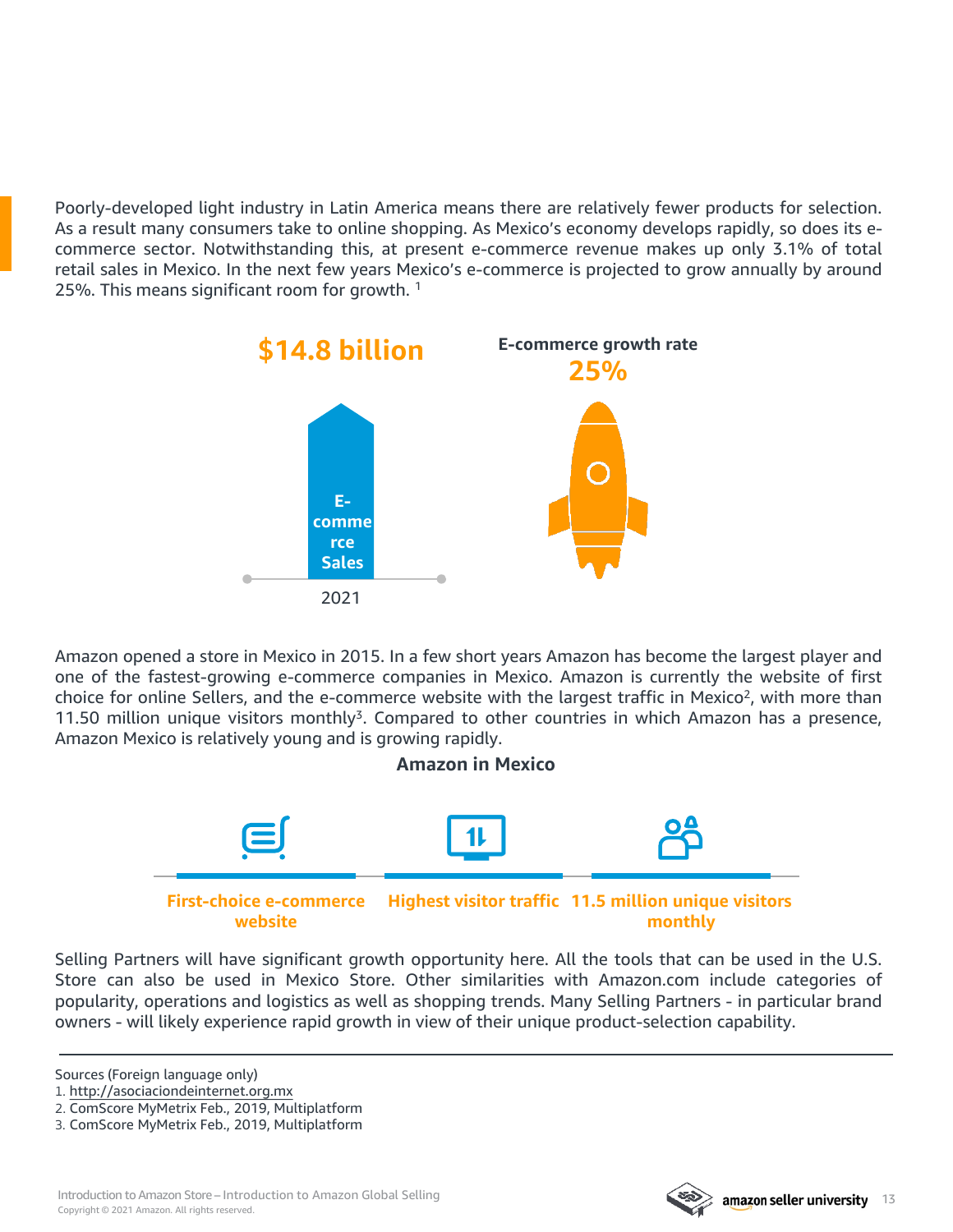Poorly-developed light industry in Latin America means there are relatively fewer products for selection. As a result many consumers take to online shopping. As Mexico's economy develops rapidly, so does its e-commerce sector. Notwithstanding this, at present e-commerce revenue makes up only 3.1% of total retail sales in Mexico. In the next few years Mexico's e-commerce is projected to grow annually by around 25%. This means significant room for growth. [1]

**$14.8 billion**

**E-commerce Sales**

2021

**E-commerce growth rate**

**25%**

Amazon opened a store in Mexico in 2015. In a few short years Amazon has become the largest player and one of the fastest-growing e-commerce companies in Mexico. Amazon is currently the website of first choice for online Sellers, and the e-commerce website with the largest traffic in Mexico[2], with more than 11.50 million unique visitors monthly[3]. Compared to other countries in which Amazon has a presence, Amazon Mexico is relatively young and is growing rapidly.

**Amazon in Mexico**

- **First-choice e-commerce website**
- **Highest visitor traffic**
- **11.5 million unique visitors monthly**

Selling Partners will have significant growth opportunity here. All the tools that can be used in the U.S. Store can also be used in Mexico Store. Other similarities with Amazon.com include categories of popularity, operations and logistics as well as shopping trends. Many Selling Partners - in particular brand owners - will likely experience rapid growth in view of their unique product-selection capability.

---

Sources (Foreign language only)

1. http://asociaciondeinternet.org.mx
2. ComScore MyMetrix Feb., 2019, Multiplatform
3. ComScore MyMetrix Feb., 2019, Multiplatform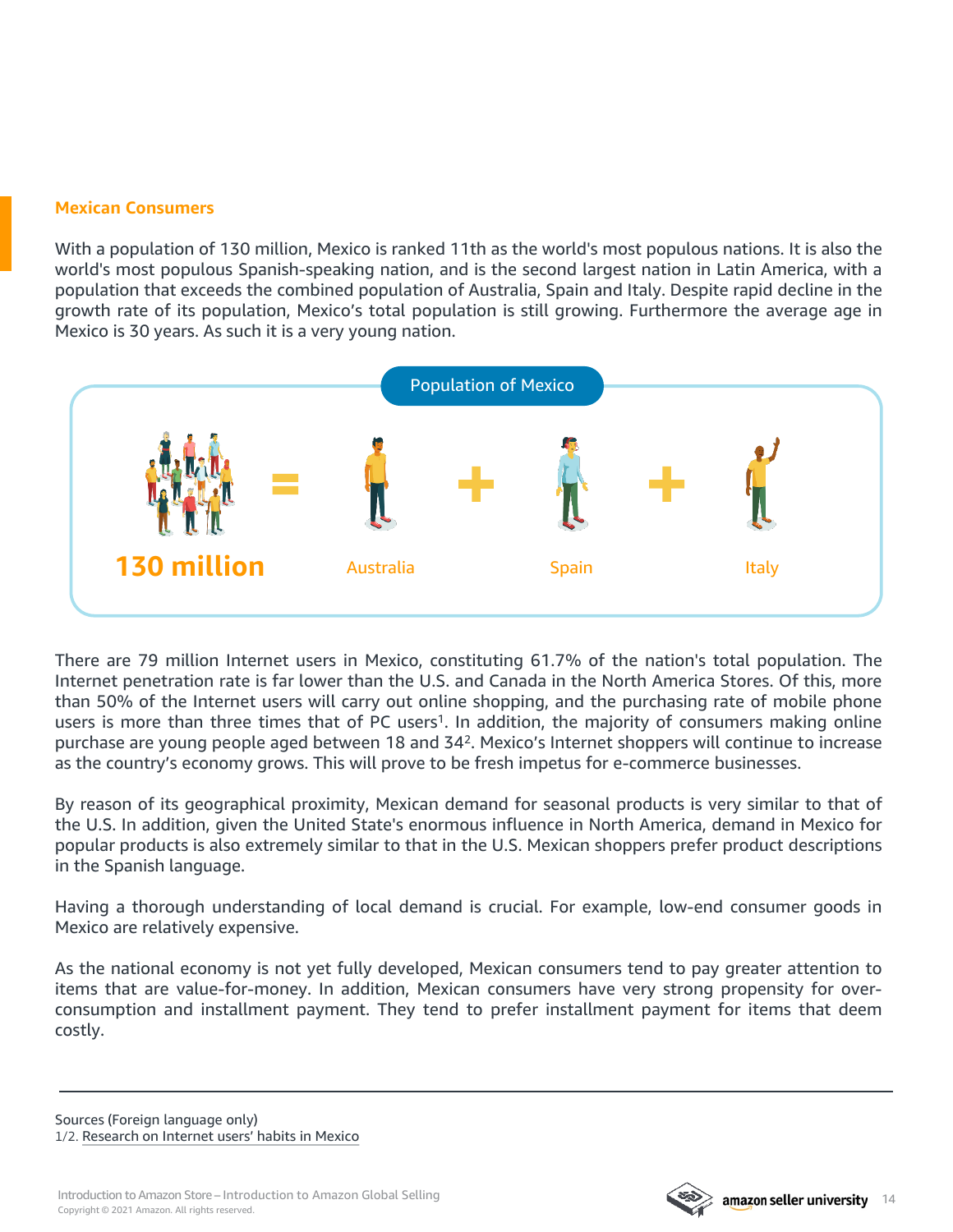## Mexican Consumers

With a population of 130 million, Mexico is ranked 11th as the world's most populous nations. It is also the world's most populous Spanish-speaking nation, and is the second largest nation in Latin America, with a population that exceeds the combined population of Australia, Spain and Italy. Despite rapid decline in the growth rate of its population, Mexico's total population is still growing. Furthermore the average age in Mexico is 30 years. As such it is a very young nation.

**Population of Mexico**

**130 million** = Australia + Spain + Italy

There are 79 million Internet users in Mexico, constituting 61.7% of the nation's total population. The Internet penetration rate is far lower than the U.S. and Canada in the North America Stores. Of this, more than 50% of the Internet users will carry out online shopping, and the purchasing rate of mobile phone users is more than three times that of PC users[1]. In addition, the majority of consumers making online purchase are young people aged between 18 and 34[2]. Mexico's Internet shoppers will continue to increase as the country's economy grows. This will prove to be fresh impetus for e-commerce businesses.

By reason of its geographical proximity, Mexican demand for seasonal products is very similar to that of the U.S. In addition, given the United State's enormous influence in North America, demand in Mexico for popular products is also extremely similar to that in the U.S. Mexican shoppers prefer product descriptions in the Spanish language.

Having a thorough understanding of local demand is crucial. For example, low-end consumer goods in Mexico are relatively expensive.

As the national economy is not yet fully developed, Mexican consumers tend to pay greater attention to items that are value-for-money. In addition, Mexican consumers have very strong propensity for over-consumption and installment payment. They tend to prefer installment payment for items that deem costly.

---

Sources (Foreign language only)
1/2. Research on Internet users' habits in Mexico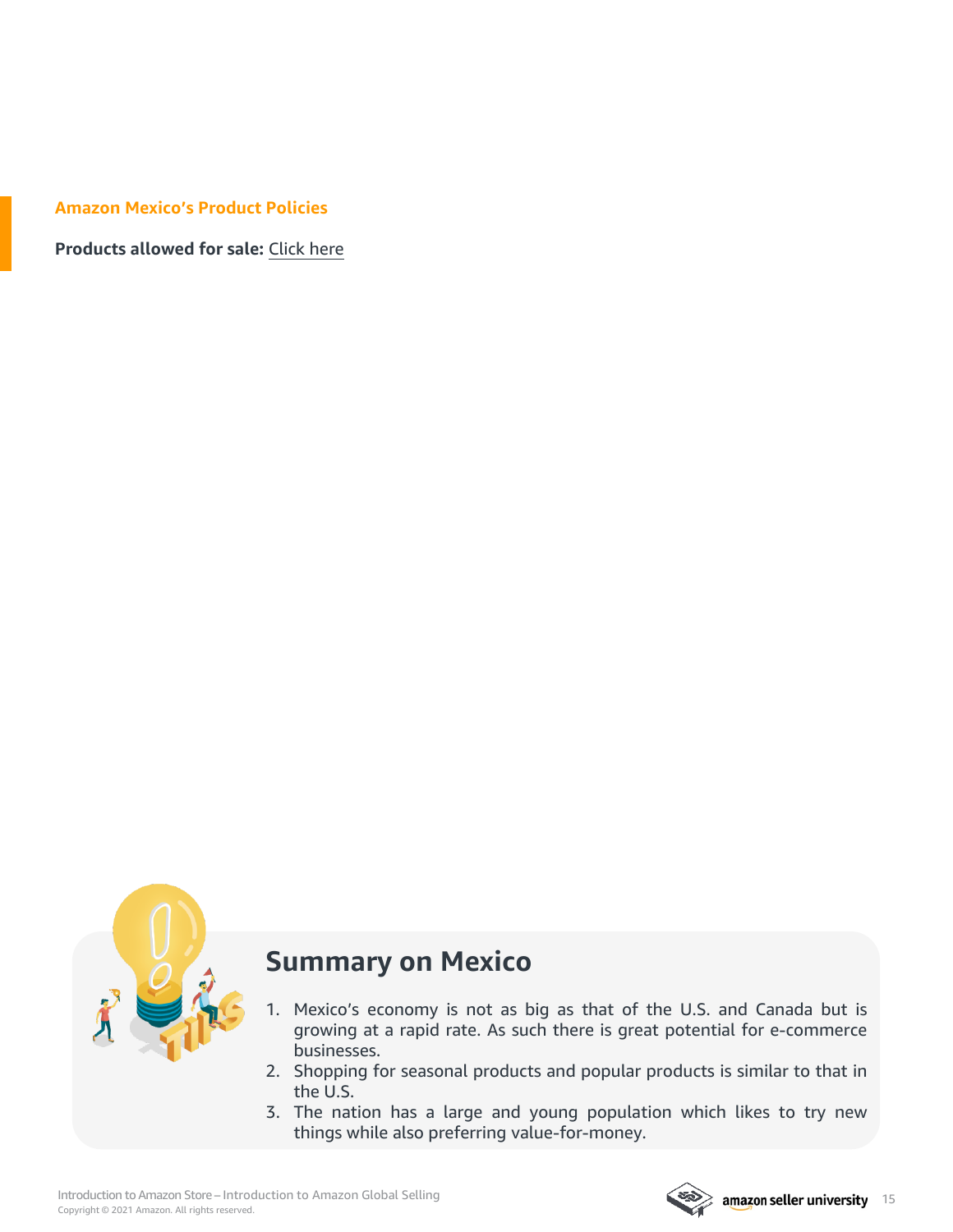## Amazon Mexico's Product Policies

**Products allowed for sale:** Click here

## Summary on Mexico

1. Mexico's economy is not as big as that of the U.S. and Canada but is growing at a rapid rate. As such there is great potential for e-commerce businesses.
2. Shopping for seasonal products and popular products is similar to that in the U.S.
3. The nation has a large and young population which likes to try new things while also preferring value-for-money.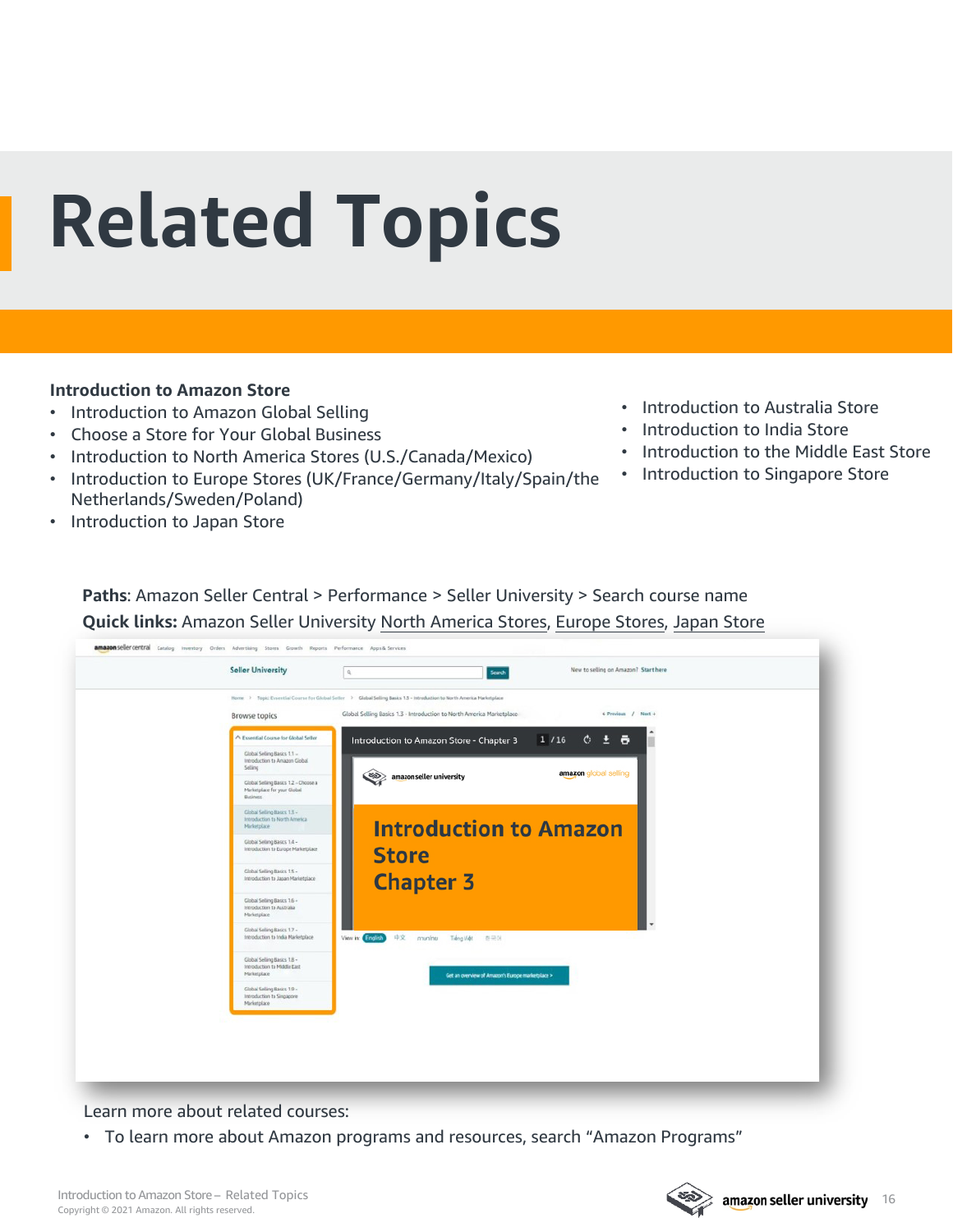# Related Topics

**Introduction to Amazon Store**

- Introduction to Amazon Global Selling
- Choose a Store for Your Global Business
- Introduction to North America Stores (U.S./Canada/Mexico)
- Introduction to Europe Stores (UK/France/Germany/Italy/Spain/the Netherlands/Sweden/Poland)
- Introduction to Japan Store
- Introduction to Australia Store
- Introduction to India Store
- Introduction to the Middle East Store
- Introduction to Singapore Store

**Paths**: Amazon Seller Central > Performance > Seller University > Search course name

**Quick links:** Amazon Seller University North America Stores, Europe Stores, Japan Store

Learn more about related courses:

- To learn more about Amazon programs and resources, search “Amazon Programs”